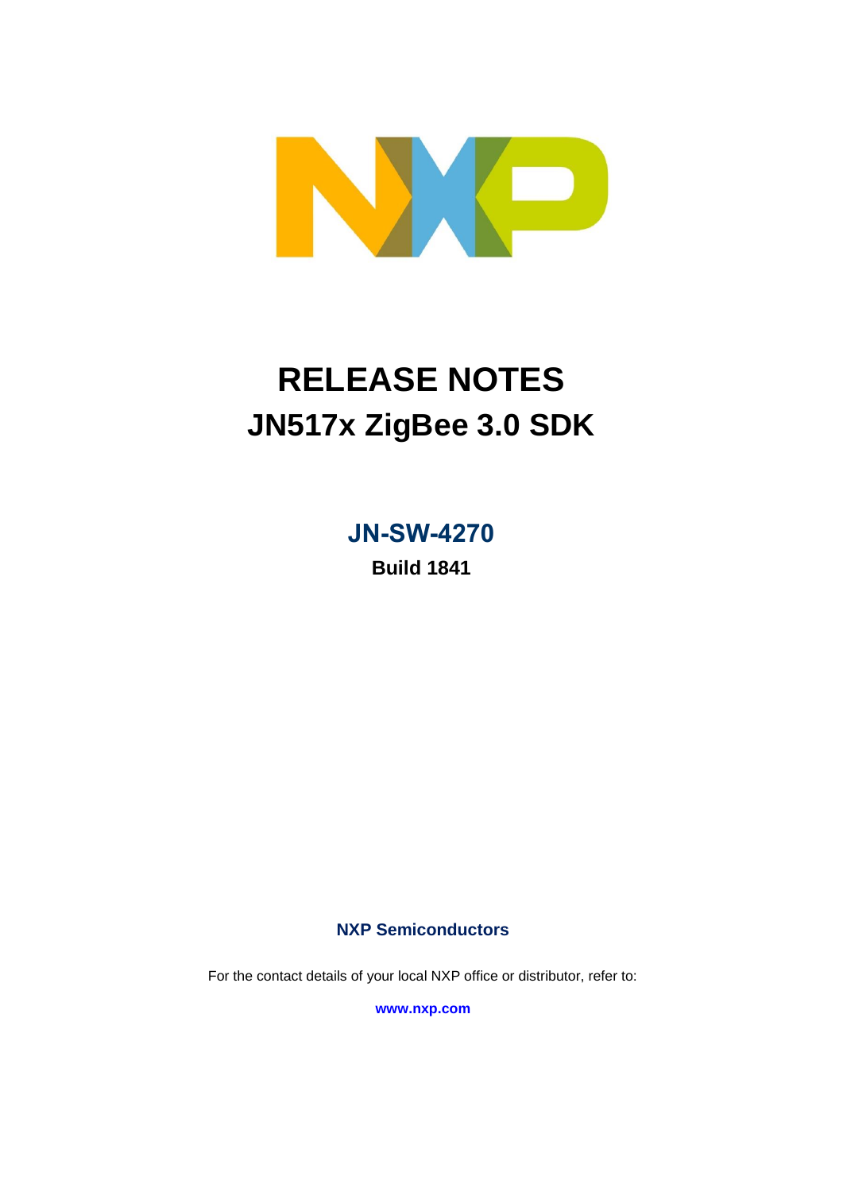# RELEASE NOTES
# JN517x ZigBee 3.0 SDK

## JN-SW-4270

**Build 1841**

**NXP Semiconductors**

For the contact details of your local NXP office or distributor, refer to:

**www.nxp.com**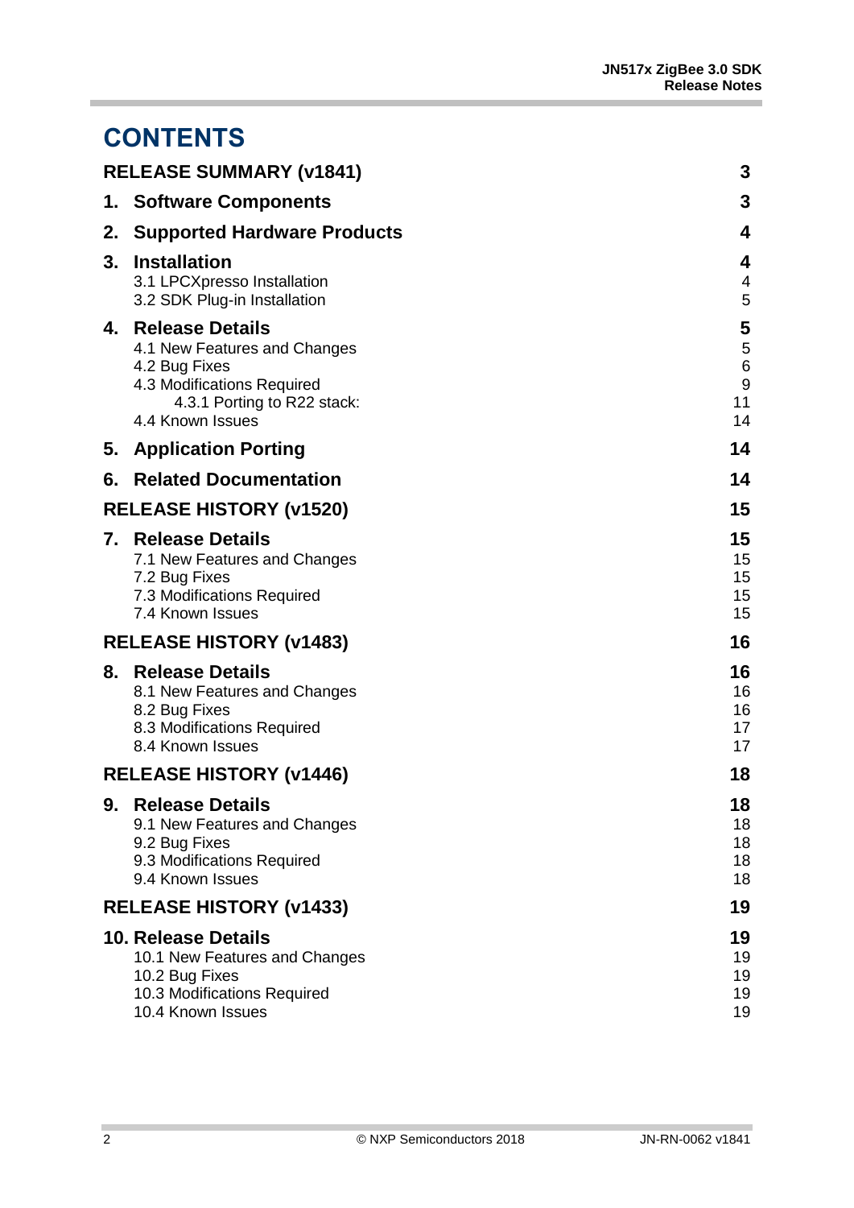# CONTENTS

| | |
|---|---|
| **RELEASE SUMMARY (v1841)** | **3** |
| **1. Software Components** | **3** |
| **2. Supported Hardware Products** | **4** |
| **3. Installation** | **4** |
| 3.1 LPCXpresso Installation | 4 |
| 3.2 SDK Plug-in Installation | 5 |
| **4. Release Details** | **5** |
| 4.1 New Features and Changes | 5 |
| 4.2 Bug Fixes | 6 |
| 4.3 Modifications Required | 9 |
| 4.3.1 Porting to R22 stack: | 11 |
| 4.4 Known Issues | 14 |
| **5. Application Porting** | **14** |
| **6. Related Documentation** | **14** |
| **RELEASE HISTORY (v1520)** | **15** |
| **7. Release Details** | **15** |
| 7.1 New Features and Changes | 15 |
| 7.2 Bug Fixes | 15 |
| 7.3 Modifications Required | 15 |
| 7.4 Known Issues | 15 |
| **RELEASE HISTORY (v1483)** | **16** |
| **8. Release Details** | **16** |
| 8.1 New Features and Changes | 16 |
| 8.2 Bug Fixes | 16 |
| 8.3 Modifications Required | 17 |
| 8.4 Known Issues | 17 |
| **RELEASE HISTORY (v1446)** | **18** |
| **9. Release Details** | **18** |
| 9.1 New Features and Changes | 18 |
| 9.2 Bug Fixes | 18 |
| 9.3 Modifications Required | 18 |
| 9.4 Known Issues | 18 |
| **RELEASE HISTORY (v1433)** | **19** |
| **10. Release Details** | **19** |
| 10.1 New Features and Changes | 19 |
| 10.2 Bug Fixes | 19 |
| 10.3 Modifications Required | 19 |
| 10.4 Known Issues | 19 |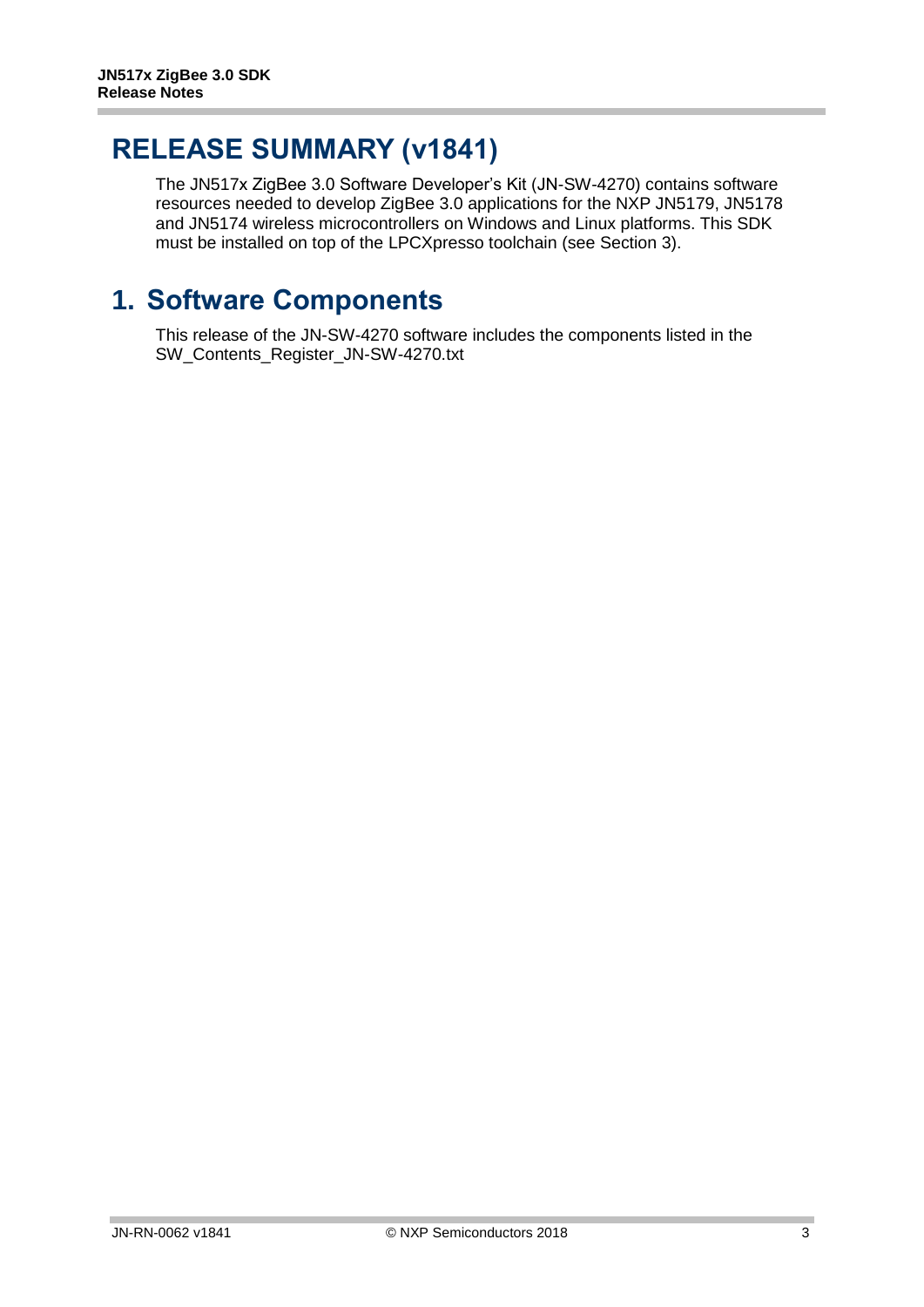# RELEASE SUMMARY (v1841)

The JN517x ZigBee 3.0 Software Developer's Kit (JN-SW-4270) contains software resources needed to develop ZigBee 3.0 applications for the NXP JN5179, JN5178 and JN5174 wireless microcontrollers on Windows and Linux platforms. This SDK must be installed on top of the LPCXpresso toolchain (see Section 3).

# 1. Software Components

This release of the JN-SW-4270 software includes the components listed in the SW_Contents_Register_JN-SW-4270.txt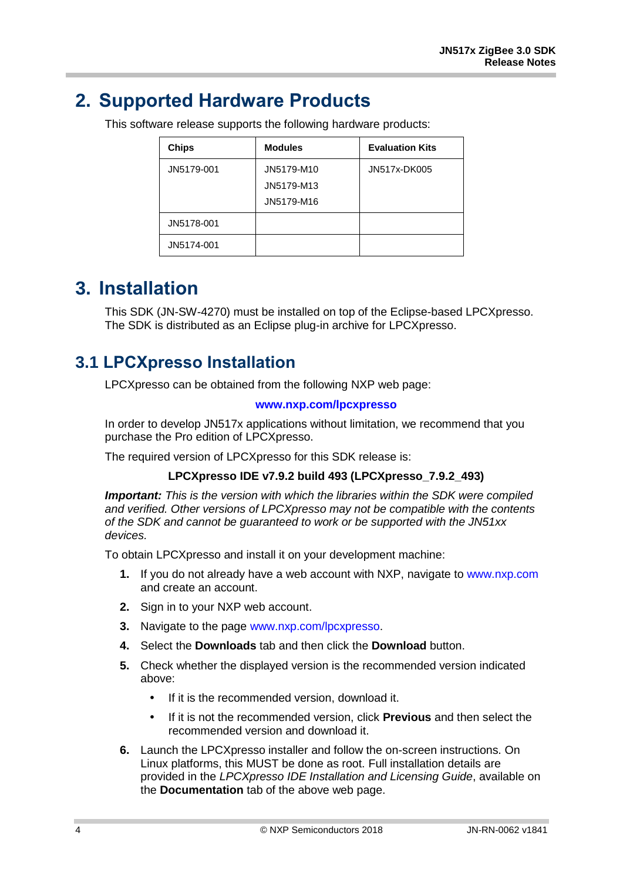# 2. Supported Hardware Products

This software release supports the following hardware products:

| Chips | Modules | Evaluation Kits |
|---|---|---|
| JN5179-001 | JN5179-M10<br>JN5179-M13<br>JN5179-M16 | JN517x-DK005 |
| JN5178-001 | | |
| JN5174-001 | | |

# 3. Installation

This SDK (JN-SW-4270) must be installed on top of the Eclipse-based LPCXpresso. The SDK is distributed as an Eclipse plug-in archive for LPCXpresso.

## 3.1 LPCXpresso Installation

LPCXpresso can be obtained from the following NXP web page:

**www.nxp.com/lpcxpresso**

In order to develop JN517x applications without limitation, we recommend that you purchase the Pro edition of LPCXpresso.

The required version of LPCXpresso for this SDK release is:

**LPCXpresso IDE v7.9.2 build 493 (LPCXpresso_7.9.2_493)**

***Important:*** *This is the version with which the libraries within the SDK were compiled and verified. Other versions of LPCXpresso may not be compatible with the contents of the SDK and cannot be guaranteed to work or be supported with the JN51xx devices.*

To obtain LPCXpresso and install it on your development machine:

1. If you do not already have a web account with NXP, navigate to www.nxp.com and create an account.
2. Sign in to your NXP web account.
3. Navigate to the page www.nxp.com/lpcxpresso.
4. Select the **Downloads** tab and then click the **Download** button.
5. Check whether the displayed version is the recommended version indicated above:
   - If it is the recommended version, download it.
   - If it is not the recommended version, click **Previous** and then select the recommended version and download it.
6. Launch the LPCXpresso installer and follow the on-screen instructions. On Linux platforms, this MUST be done as root. Full installation details are provided in the *LPCXpresso IDE Installation and Licensing Guide*, available on the **Documentation** tab of the above web page.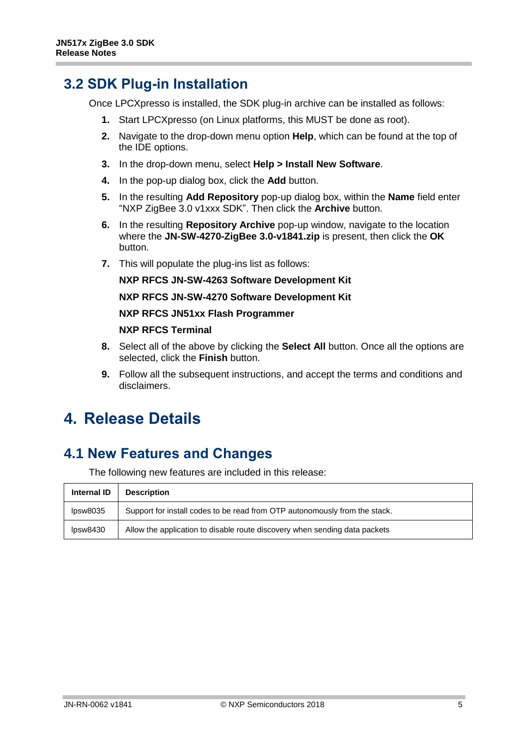## 3.2 SDK Plug-in Installation

Once LPCXpresso is installed, the SDK plug-in archive can be installed as follows:

1. Start LPCXpresso (on Linux platforms, this MUST be done as root).
2. Navigate to the drop-down menu option **Help**, which can be found at the top of the IDE options.
3. In the drop-down menu, select **Help > Install New Software**.
4. In the pop-up dialog box, click the **Add** button.
5. In the resulting **Add Repository** pop-up dialog box, within the **Name** field enter "NXP ZigBee 3.0 v1xxx SDK". Then click the **Archive** button.
6. In the resulting **Repository Archive** pop-up window, navigate to the location where the **JN-SW-4270-ZigBee 3.0-v1841.zip** is present, then click the **OK** button.
7. This will populate the plug-ins list as follows:

   **NXP RFCS JN-SW-4263 Software Development Kit**

   **NXP RFCS JN-SW-4270 Software Development Kit**

   **NXP RFCS JN51xx Flash Programmer**

   **NXP RFCS Terminal**
8. Select all of the above by clicking the **Select All** button. Once all the options are selected, click the **Finish** button.
9. Follow all the subsequent instructions, and accept the terms and conditions and disclaimers.

# 4. Release Details

## 4.1 New Features and Changes

The following new features are included in this release:

| Internal ID | Description |
|---|---|
| lpsw8035 | Support for install codes to be read from OTP autonomously from the stack. |
| lpsw8430 | Allow the application to disable route discovery when sending data packets |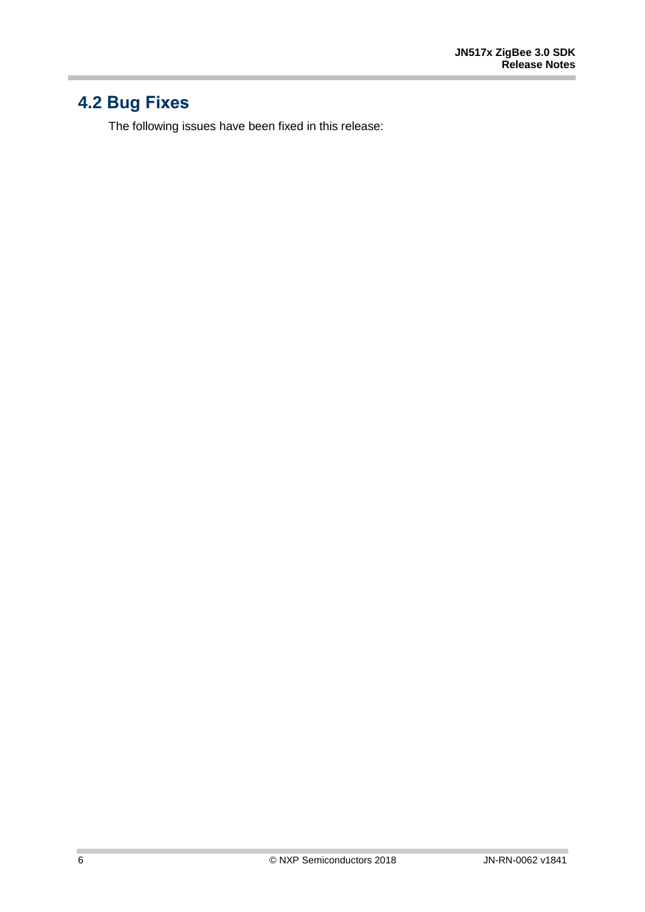## 4.2 Bug Fixes

The following issues have been fixed in this release: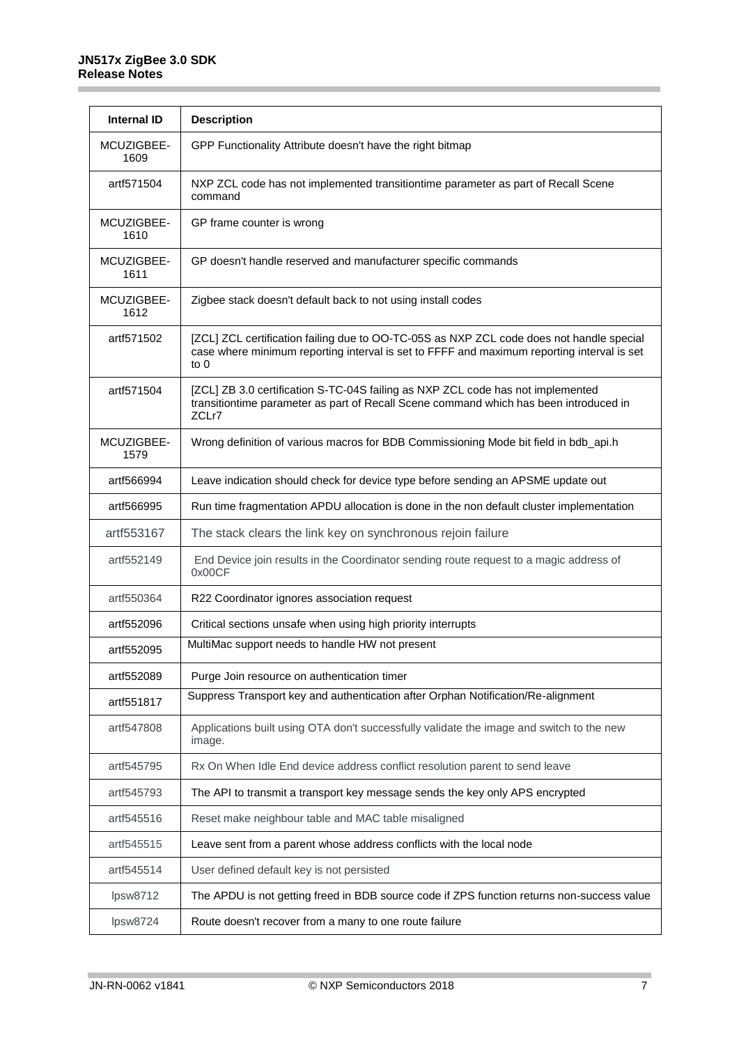| Internal ID | Description |
|---|---|
| MCUZIGBEE-1609 | GPP Functionality Attribute doesn't have the right bitmap |
| artf571504 | NXP ZCL code has not implemented transitiontime parameter as part of Recall Scene command |
| MCUZIGBEE-1610 | GP frame counter is wrong |
| MCUZIGBEE-1611 | GP doesn't handle reserved and manufacturer specific commands |
| MCUZIGBEE-1612 | Zigbee stack doesn't default back to not using install codes |
| artf571502 | [ZCL] ZCL certification failing due to OO-TC-05S as NXP ZCL code does not handle special case where minimum reporting interval is set to FFFF and maximum reporting interval is set to 0 |
| artf571504 | [ZCL] ZB 3.0 certification S-TC-04S failing as NXP ZCL code has not implemented transitiontime parameter as part of Recall Scene command which has been introduced in ZCLr7 |
| MCUZIGBEE-1579 | Wrong definition of various macros for BDB Commissioning Mode bit field in bdb_api.h |
| artf566994 | Leave indication should check for device type before sending an APSME update out |
| artf566995 | Run time fragmentation APDU allocation is done in the non default cluster implementation |
| artf553167 | The stack clears the link key on synchronous rejoin failure |
| artf552149 | End Device join results in the Coordinator sending route request to a magic address of 0x00CF |
| artf550364 | R22 Coordinator ignores association request |
| artf552096 | Critical sections unsafe when using high priority interrupts |
| artf552095 | MultiMac support needs to handle HW not present |
| artf552089 | Purge Join resource on authentication timer |
| artf551817 | Suppress Transport key and authentication after Orphan Notification/Re-alignment |
| artf547808 | Applications built using OTA don't successfully validate the image and switch to the new image. |
| artf545795 | Rx On When Idle End device address conflict resolution parent to send leave |
| artf545793 | The API to transmit a transport key message sends the key only APS encrypted |
| artf545516 | Reset make neighbour table and MAC table misaligned |
| artf545515 | Leave sent from a parent whose address conflicts with the local node |
| artf545514 | User defined default key is not persisted |
| lpsw8712 | The APDU is not getting freed in BDB source code if ZPS function returns non-success value |
| lpsw8724 | Route doesn't recover from a many to one route failure |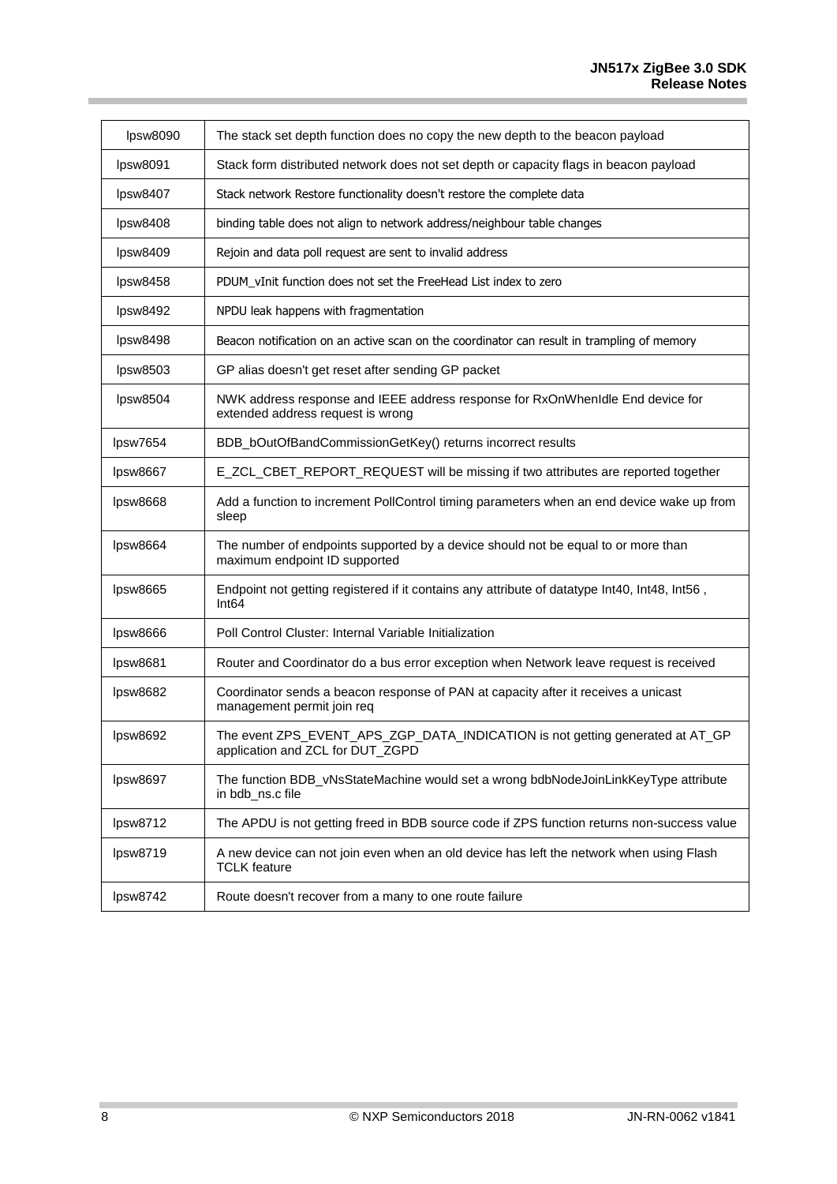| | |
|---|---|
| lpsw8090 | The stack set depth function does no copy the new depth to the beacon payload |
| lpsw8091 | Stack form distributed network does not set depth or capacity flags in beacon payload |
| lpsw8407 | Stack network Restore functionality doesn't restore the complete data |
| lpsw8408 | binding table does not align to network address/neighbour table changes |
| lpsw8409 | Rejoin and data poll request are sent to invalid address |
| lpsw8458 | PDUM_vInit function does not set the FreeHead List index to zero |
| lpsw8492 | NPDU leak happens with fragmentation |
| lpsw8498 | Beacon notification on an active scan on the coordinator can result in trampling of memory |
| lpsw8503 | GP alias doesn't get reset after sending GP packet |
| lpsw8504 | NWK address response and IEEE address response for RxOnWhenIdle End device for extended address request is wrong |
| lpsw7654 | BDB_bOutOfBandCommissionGetKey() returns incorrect results |
| lpsw8667 | E_ZCL_CBET_REPORT_REQUEST will be missing if two attributes are reported together |
| lpsw8668 | Add a function to increment PollControl timing parameters when an end device wake up from sleep |
| lpsw8664 | The number of endpoints supported by a device should not be equal to or more than maximum endpoint ID supported |
| lpsw8665 | Endpoint not getting registered if it contains any attribute of datatype Int40, Int48, Int56 , Int64 |
| lpsw8666 | Poll Control Cluster: Internal Variable Initialization |
| lpsw8681 | Router and Coordinator do a bus error exception when Network leave request is received |
| lpsw8682 | Coordinator sends a beacon response of PAN at capacity after it receives a unicast management permit join req |
| lpsw8692 | The event ZPS_EVENT_APS_ZGP_DATA_INDICATION is not getting generated at AT_GP application and ZCL for DUT_ZGPD |
| lpsw8697 | The function BDB_vNsStateMachine would set a wrong bdbNodeJoinLinkKeyType attribute in bdb_ns.c file |
| lpsw8712 | The APDU is not getting freed in BDB source code if ZPS function returns non-success value |
| lpsw8719 | A new device can not join even when an old device has left the network when using Flash TCLK feature |
| lpsw8742 | Route doesn't recover from a many to one route failure |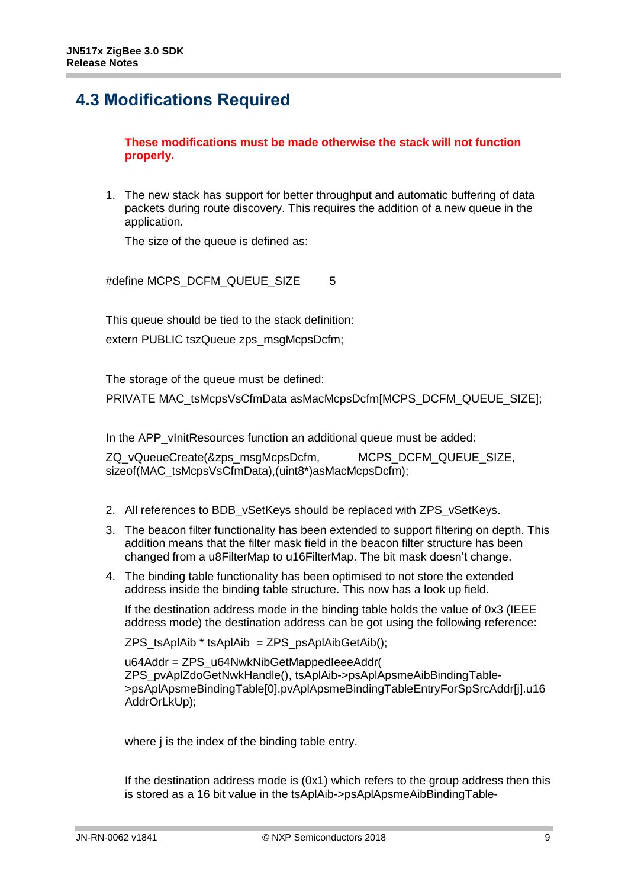## 4.3 Modifications Required

**These modifications must be made otherwise the stack will not function properly.**

1. The new stack has support for better throughput and automatic buffering of data packets during route discovery. This requires the addition of a new queue in the application.

   The size of the queue is defined as:

```
#define MCPS_DCFM_QUEUE_SIZE        5
```

This queue should be tied to the stack definition:

```
extern PUBLIC tszQueue zps_msgMcpsDcfm;
```

The storage of the queue must be defined:

```
PRIVATE MAC_tsMcpsVsCfmData asMacMcpsDcfm[MCPS_DCFM_QUEUE_SIZE];
```

In the APP_vInitResources function an additional queue must be added:

```
ZQ_vQueueCreate(&zps_msgMcpsDcfm,          MCPS_DCFM_QUEUE_SIZE,
sizeof(MAC_tsMcpsVsCfmData),(uint8*)asMacMcpsDcfm);
```

2. All references to BDB_vSetKeys should be replaced with ZPS_vSetKeys.
3. The beacon filter functionality has been extended to support filtering on depth. This addition means that the filter mask field in the beacon filter structure has been changed from a u8FilterMap to u16FilterMap. The bit mask doesn't change.
4. The binding table functionality has been optimised to not store the extended address inside the binding table structure. This now has a look up field.

   If the destination address mode in the binding table holds the value of 0x3 (IEEE address mode) the destination address can be got using the following reference:

   ```
   ZPS_tsAplAib * tsAplAib  = ZPS_psAplAibGetAib();

   u64Addr = ZPS_u64NwkNibGetMappedIeeeAddr(
   ZPS_pvAplZdoGetNwkHandle(), tsAplAib->psAplApsmeAibBindingTable->psAplApsmeBindingTable[0].pvAplApsmeBindingTableEntryForSpSrcAddr[j].u16AddrOrLkUp);
   ```

   where j is the index of the binding table entry.

   If the destination address mode is (0x1) which refers to the group address then this is stored as a 16 bit value in the tsAplAib->psAplApsmeAibBindingTable-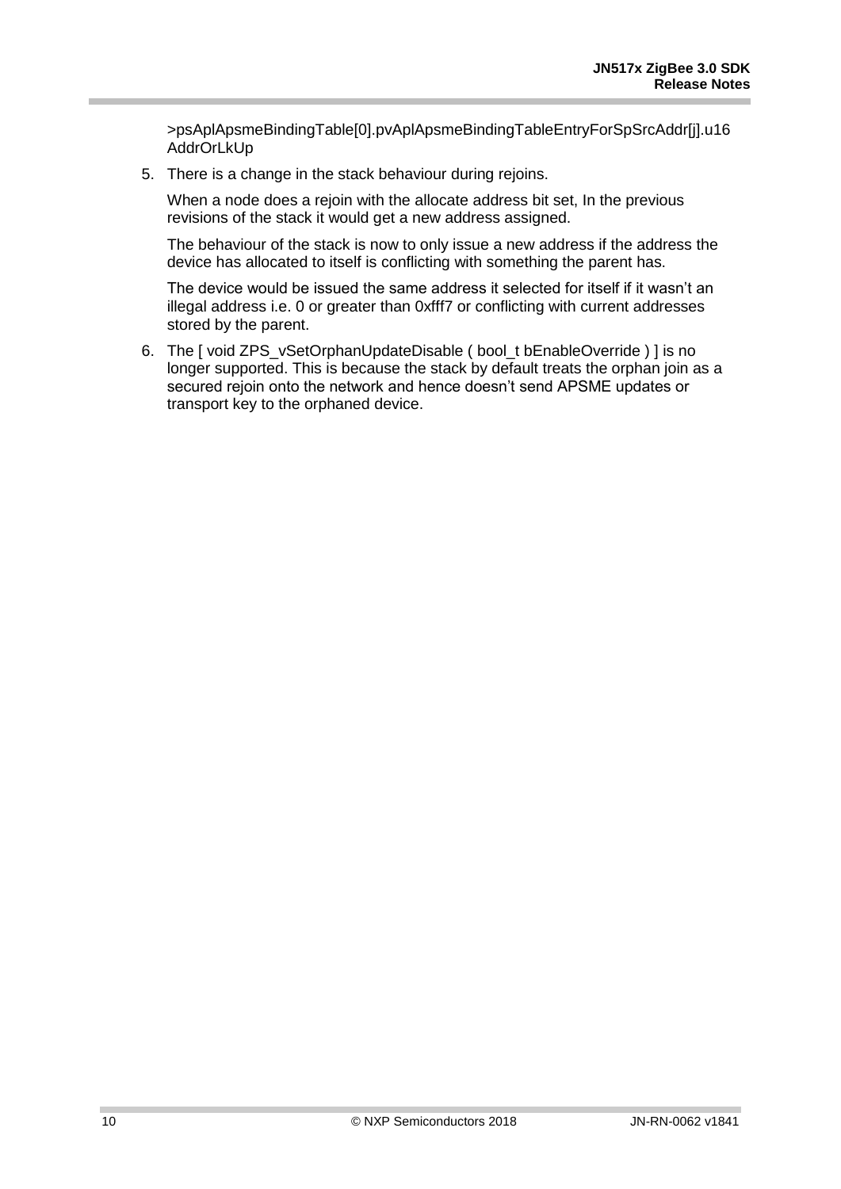>psAplApsmeBindingTable[0].pvAplApsmeBindingTableEntryForSpSrcAddr[j].u16AddrOrLkUp

5. There is a change in the stack behaviour during rejoins.

   When a node does a rejoin with the allocate address bit set, In the previous revisions of the stack it would get a new address assigned.

   The behaviour of the stack is now to only issue a new address if the address the device has allocated to itself is conflicting with something the parent has.

   The device would be issued the same address it selected for itself if it wasn't an illegal address i.e. 0 or greater than 0xfff7 or conflicting with current addresses stored by the parent.

6. The [ void ZPS_vSetOrphanUpdateDisable ( bool_t bEnableOverride ) ] is no longer supported. This is because the stack by default treats the orphan join as a secured rejoin onto the network and hence doesn't send APSME updates or transport key to the orphaned device.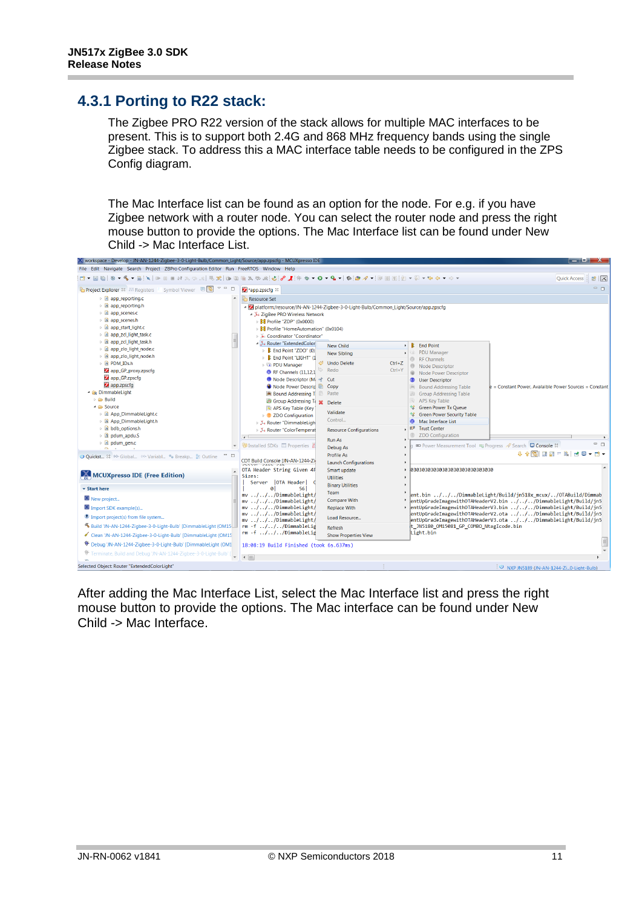### 4.3.1 Porting to R22 stack:

The Zigbee PRO R22 version of the stack allows for multiple MAC interfaces to be present. This is to support both 2.4G and 868 MHz frequency bands using the single Zigbee stack. To address this a MAC interface table needs to be configured in the ZPS Config diagram.

The Mac Interface list can be found as an option for the node. For e.g. if you have Zigbee network with a router node. You can select the router node and press the right mouse button to provide the options. The Mac Interface list can be found under New Child -> Mac Interface List.

After adding the Mac Interface List, select the Mac Interface list and press the right mouse button to provide the options. The Mac interface can be found under New Child -> Mac Interface.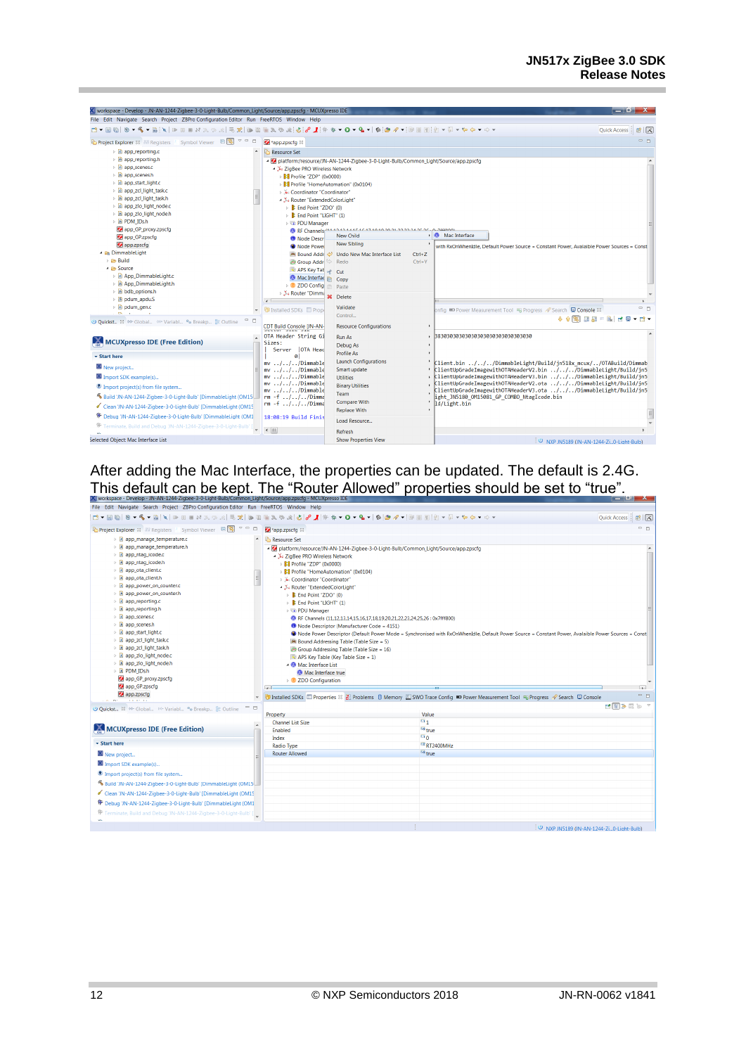After adding the Mac Interface, the properties can be updated. The default is 2.4G. This default can be kept. The “Router Allowed” properties should be set to “true”.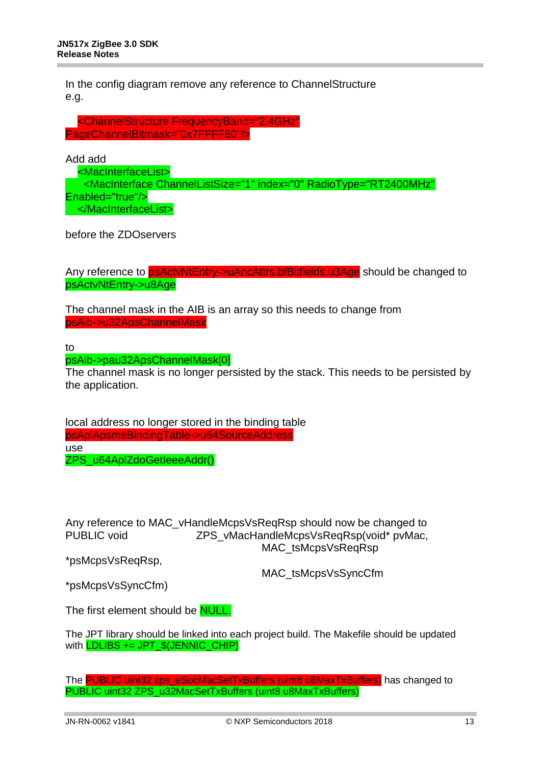In the config diagram remove any reference to ChannelStructure e.g.

```
<ChannelStructure FrequencyBand="2.4GHz" PageChannelBitmask="0x7FFFF80"/>
```

Add add

```
<MacInterfaceList>
  <MacInterface ChannelListSize="1" index="0" RadioType="RT2400MHz" Enabled="true"/>
</MacInterfaceList>
```

before the ZDOservers

Any reference to psActvNtEntry->uAncAttrs.bfBitfields.u3Age should be changed to psActvNtEntry->u8Age

The channel mask in the AIB is an array so this needs to change from psAib->u32ApsChannelMask

to

psAib->pau32ApsChannelMask[0]

The channel mask is no longer persisted by the stack. This needs to be persisted by the application.

local address no longer stored in the binding table psAplApsmeBindingTable->u64SourceAddress

use

ZPS_u64AplZdoGetIeeeAddr()

Any reference to MAC_vHandleMcpsVsReqRsp should now be changed to

```
PUBLIC void          ZPS_vMacHandleMcpsVsReqRsp(void* pvMac,
                               MAC_tsMcpsVsReqRsp *psMcpsVsReqRsp,
                               MAC_tsMcpsVsSyncCfm *psMcpsVsSyncCfm)
```

The first element should be NULL.

The JPT library should be linked into each project build. The Makefile should be updated with LDLIBS += JPT_$(JENNIC_CHIP)

The PUBLIC uint32 zps_eSocMacSetTxBuffers (uint8 u8MaxTxBuffers) has changed to PUBLIC uint32 ZPS_u32MacSetTxBuffers (uint8 u8MaxTxBuffers)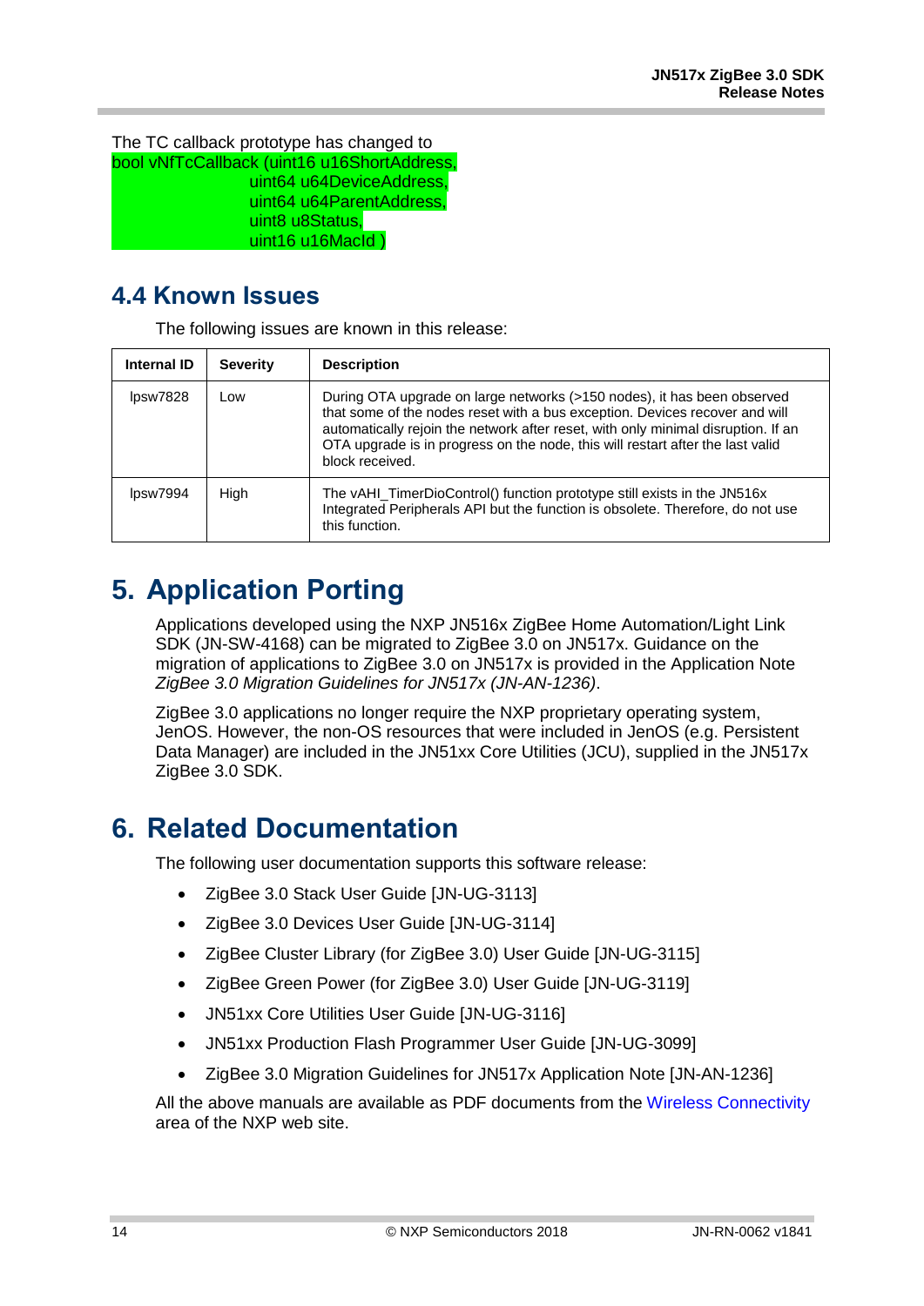The TC callback prototype has changed to

```
bool vNfTcCallback (uint16 u16ShortAddress,
                    uint64 u64DeviceAddress,
                    uint64 u64ParentAddress,
                    uint8 u8Status,
                    uint16 u16MacId )
```

## 4.4 Known Issues

The following issues are known in this release:

| Internal ID | Severity | Description |
|---|---|---|
| lpsw7828 | Low | During OTA upgrade on large networks (>150 nodes), it has been observed that some of the nodes reset with a bus exception. Devices recover and will automatically rejoin the network after reset, with only minimal disruption. If an OTA upgrade is in progress on the node, this will restart after the last valid block received. |
| lpsw7994 | High | The vAHI_TimerDioControl() function prototype still exists in the JN516x Integrated Peripherals API but the function is obsolete. Therefore, do not use this function. |

# 5. Application Porting

Applications developed using the NXP JN516x ZigBee Home Automation/Light Link SDK (JN-SW-4168) can be migrated to ZigBee 3.0 on JN517x. Guidance on the migration of applications to ZigBee 3.0 on JN517x is provided in the Application Note *ZigBee 3.0 Migration Guidelines for JN517x (JN-AN-1236)*.

ZigBee 3.0 applications no longer require the NXP proprietary operating system, JenOS. However, the non-OS resources that were included in JenOS (e.g. Persistent Data Manager) are included in the JN51xx Core Utilities (JCU), supplied in the JN517x ZigBee 3.0 SDK.

# 6. Related Documentation

The following user documentation supports this software release:

- ZigBee 3.0 Stack User Guide [JN-UG-3113]
- ZigBee 3.0 Devices User Guide [JN-UG-3114]
- ZigBee Cluster Library (for ZigBee 3.0) User Guide [JN-UG-3115]
- ZigBee Green Power (for ZigBee 3.0) User Guide [JN-UG-3119]
- JN51xx Core Utilities User Guide [JN-UG-3116]
- JN51xx Production Flash Programmer User Guide [JN-UG-3099]
- ZigBee 3.0 Migration Guidelines for JN517x Application Note [JN-AN-1236]

All the above manuals are available as PDF documents from the Wireless Connectivity area of the NXP web site.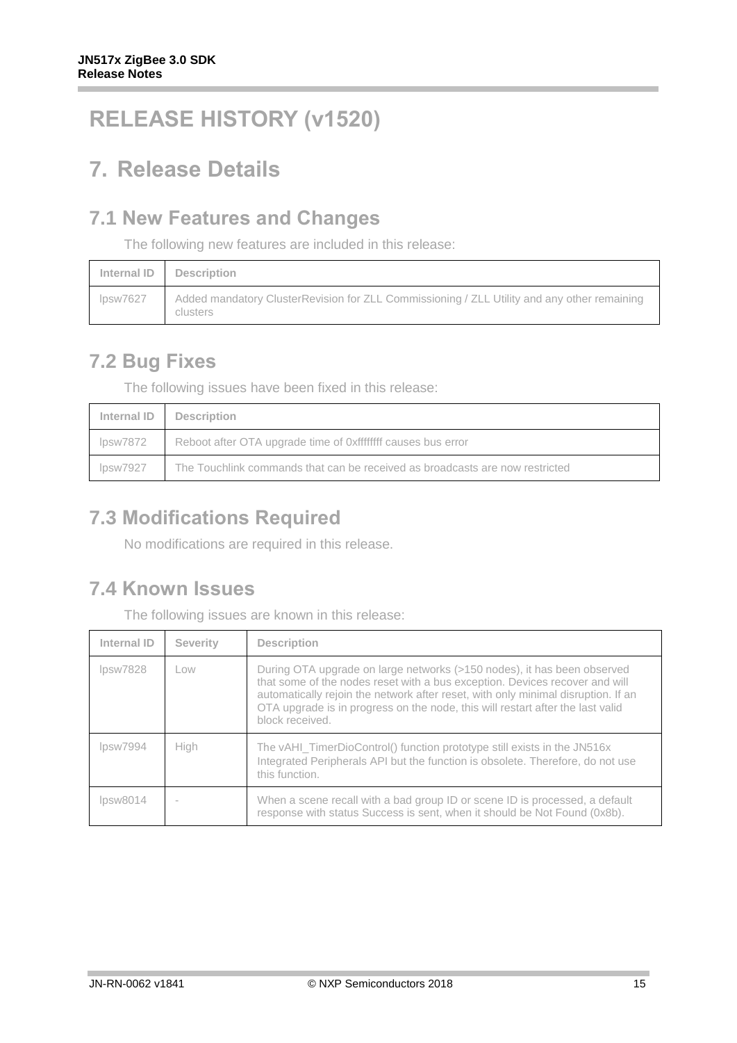# RELEASE HISTORY (v1520)

# 7. Release Details

## 7.1 New Features and Changes

The following new features are included in this release:

| Internal ID | Description |
|---|---|
| lpsw7627 | Added mandatory ClusterRevision for ZLL Commissioning / ZLL Utility and any other remaining clusters |

## 7.2 Bug Fixes

The following issues have been fixed in this release:

| Internal ID | Description |
|---|---|
| lpsw7872 | Reboot after OTA upgrade time of 0xffffffff causes bus error |
| lpsw7927 | The Touchlink commands that can be received as broadcasts are now restricted |

## 7.3 Modifications Required

No modifications are required in this release.

## 7.4 Known Issues

The following issues are known in this release:

| Internal ID | Severity | Description |
|---|---|---|
| lpsw7828 | Low | During OTA upgrade on large networks (>150 nodes), it has been observed that some of the nodes reset with a bus exception. Devices recover and will automatically rejoin the network after reset, with only minimal disruption. If an OTA upgrade is in progress on the node, this will restart after the last valid block received. |
| lpsw7994 | High | The vAHI_TimerDioControl() function prototype still exists in the JN516x Integrated Peripherals API but the function is obsolete. Therefore, do not use this function. |
| lpsw8014 | - | When a scene recall with a bad group ID or scene ID is processed, a default response with status Success is sent, when it should be Not Found (0x8b). |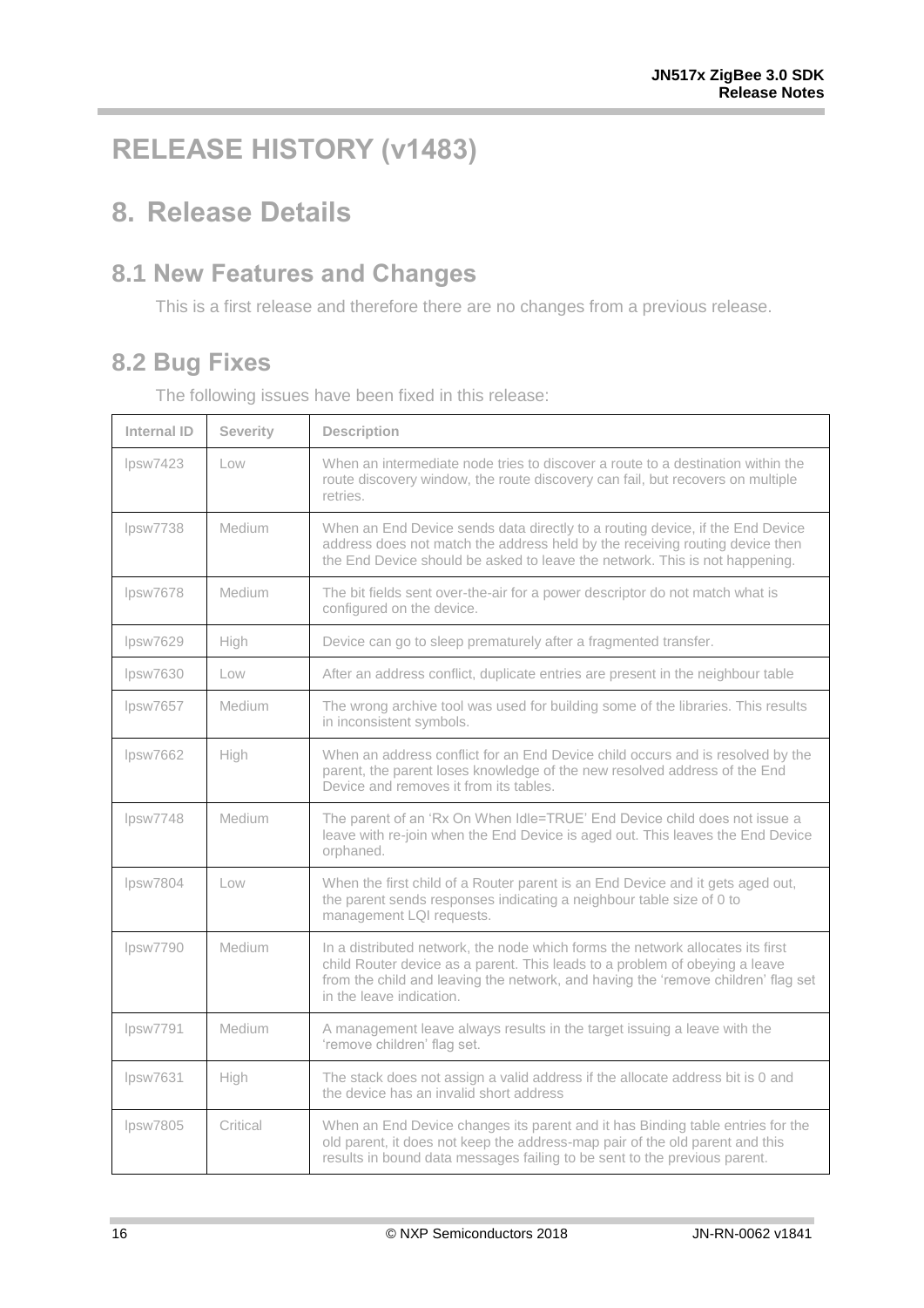# RELEASE HISTORY (v1483)

# 8. Release Details

## 8.1 New Features and Changes

This is a first release and therefore there are no changes from a previous release.

## 8.2 Bug Fixes

The following issues have been fixed in this release:

| Internal ID | Severity | Description |
|---|---|---|
| lpsw7423 | Low | When an intermediate node tries to discover a route to a destination within the route discovery window, the route discovery can fail, but recovers on multiple retries. |
| lpsw7738 | Medium | When an End Device sends data directly to a routing device, if the End Device address does not match the address held by the receiving routing device then the End Device should be asked to leave the network. This is not happening. |
| lpsw7678 | Medium | The bit fields sent over-the-air for a power descriptor do not match what is configured on the device. |
| lpsw7629 | High | Device can go to sleep prematurely after a fragmented transfer. |
| lpsw7630 | Low | After an address conflict, duplicate entries are present in the neighbour table |
| lpsw7657 | Medium | The wrong archive tool was used for building some of the libraries. This results in inconsistent symbols. |
| lpsw7662 | High | When an address conflict for an End Device child occurs and is resolved by the parent, the parent loses knowledge of the new resolved address of the End Device and removes it from its tables. |
| lpsw7748 | Medium | The parent of an 'Rx On When Idle=TRUE' End Device child does not issue a leave with re-join when the End Device is aged out. This leaves the End Device orphaned. |
| lpsw7804 | Low | When the first child of a Router parent is an End Device and it gets aged out, the parent sends responses indicating a neighbour table size of 0 to management LQI requests. |
| lpsw7790 | Medium | In a distributed network, the node which forms the network allocates its first child Router device as a parent. This leads to a problem of obeying a leave from the child and leaving the network, and having the 'remove children' flag set in the leave indication. |
| lpsw7791 | Medium | A management leave always results in the target issuing a leave with the 'remove children' flag set. |
| lpsw7631 | High | The stack does not assign a valid address if the allocate address bit is 0 and the device has an invalid short address |
| lpsw7805 | Critical | When an End Device changes its parent and it has Binding table entries for the old parent, it does not keep the address-map pair of the old parent and this results in bound data messages failing to be sent to the previous parent. |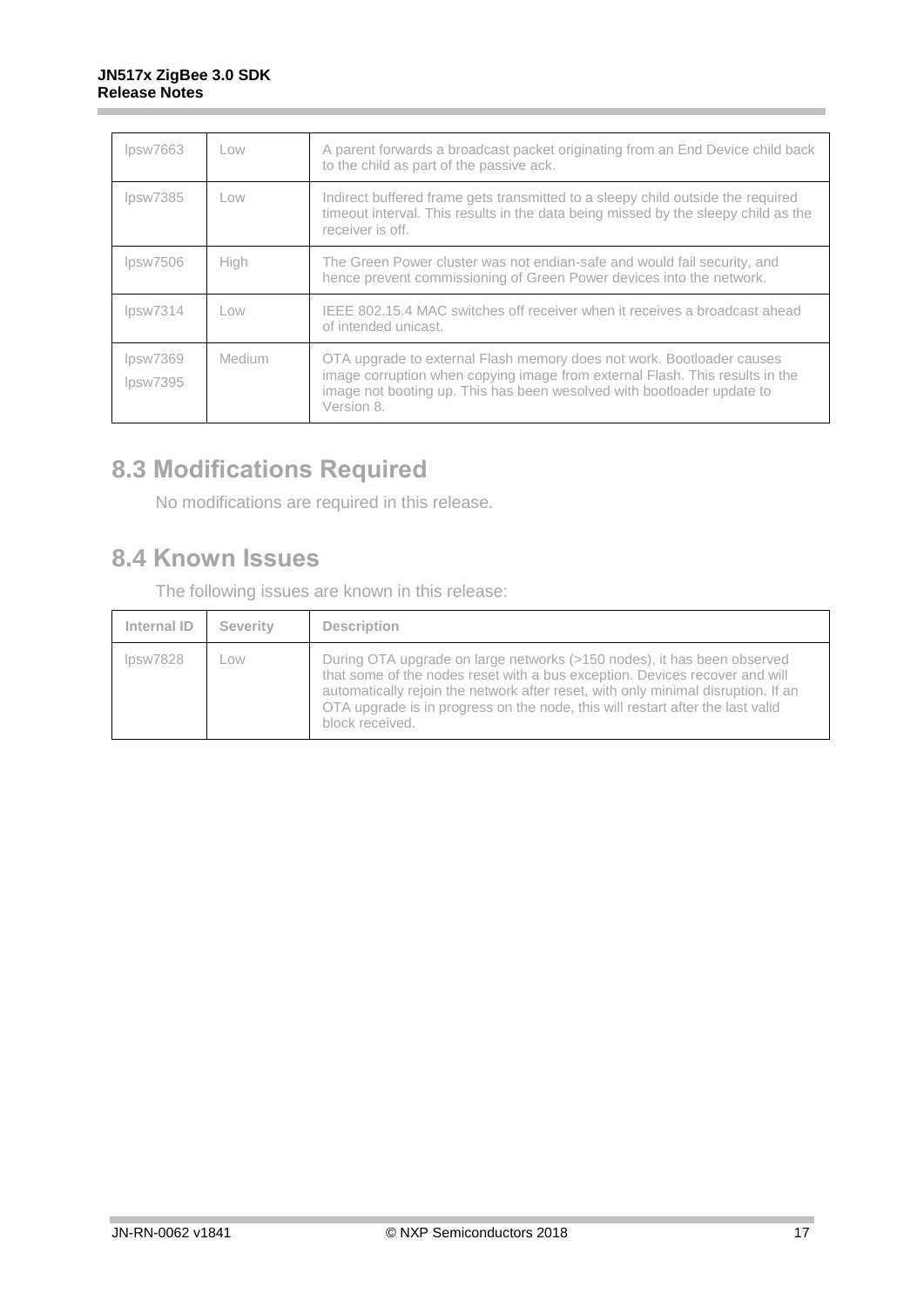| | | |
|---|---|---|
| lpsw7663 | Low | A parent forwards a broadcast packet originating from an End Device child back to the child as part of the passive ack. |
| lpsw7385 | Low | Indirect buffered frame gets transmitted to a sleepy child outside the required timeout interval. This results in the data being missed by the sleepy child as the receiver is off. |
| lpsw7506 | High | The Green Power cluster was not endian-safe and would fail security, and hence prevent commissioning of Green Power devices into the network. |
| lpsw7314 | Low | IEEE 802.15.4 MAC switches off receiver when it receives a broadcast ahead of intended unicast. |
| lpsw7369 lpsw7395 | Medium | OTA upgrade to external Flash memory does not work. Bootloader causes image corruption when copying image from external Flash. This results in the image not booting up. This has been wesolved with bootloader update to Version 8. |

## 8.3 Modifications Required

No modifications are required in this release.

## 8.4 Known Issues

The following issues are known in this release:

| Internal ID | Severity | Description |
|---|---|---|
| lpsw7828 | Low | During OTA upgrade on large networks (>150 nodes), it has been observed that some of the nodes reset with a bus exception. Devices recover and will automatically rejoin the network after reset, with only minimal disruption. If an OTA upgrade is in progress on the node, this will restart after the last valid block received. |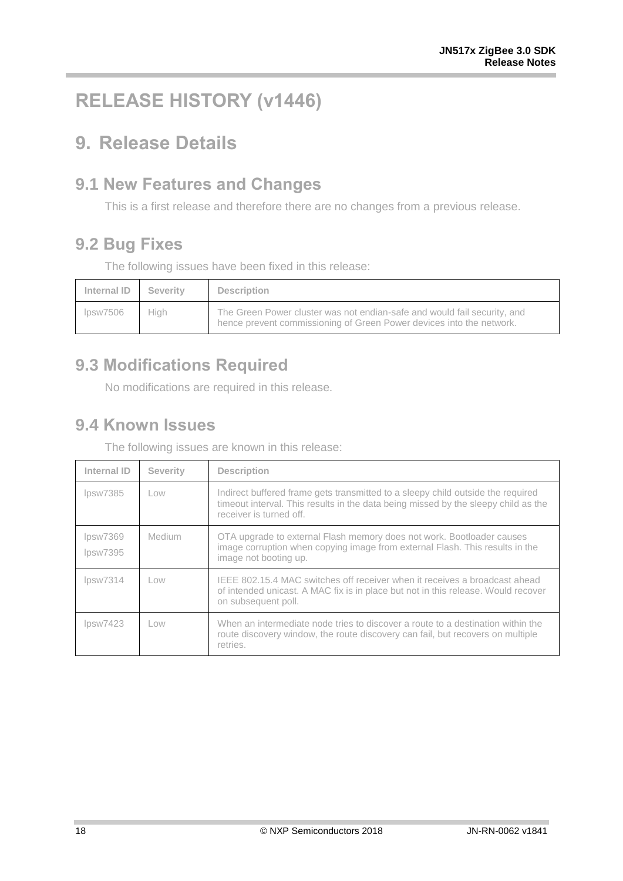# RELEASE HISTORY (v1446)

# 9. Release Details

## 9.1 New Features and Changes

This is a first release and therefore there are no changes from a previous release.

## 9.2 Bug Fixes

The following issues have been fixed in this release:

| Internal ID | Severity | Description |
|---|---|---|
| lpsw7506 | High | The Green Power cluster was not endian-safe and would fail security, and hence prevent commissioning of Green Power devices into the network. |

## 9.3 Modifications Required

No modifications are required in this release.

## 9.4 Known Issues

The following issues are known in this release:

| Internal ID | Severity | Description |
|---|---|---|
| lpsw7385 | Low | Indirect buffered frame gets transmitted to a sleepy child outside the required timeout interval. This results in the data being missed by the sleepy child as the receiver is turned off. |
| lpsw7369<br>lpsw7395 | Medium | OTA upgrade to external Flash memory does not work. Bootloader causes image corruption when copying image from external Flash. This results in the image not booting up. |
| lpsw7314 | Low | IEEE 802.15.4 MAC switches off receiver when it receives a broadcast ahead of intended unicast. A MAC fix is in place but not in this release. Would recover on subsequent poll. |
| lpsw7423 | Low | When an intermediate node tries to discover a route to a destination within the route discovery window, the route discovery can fail, but recovers on multiple retries. |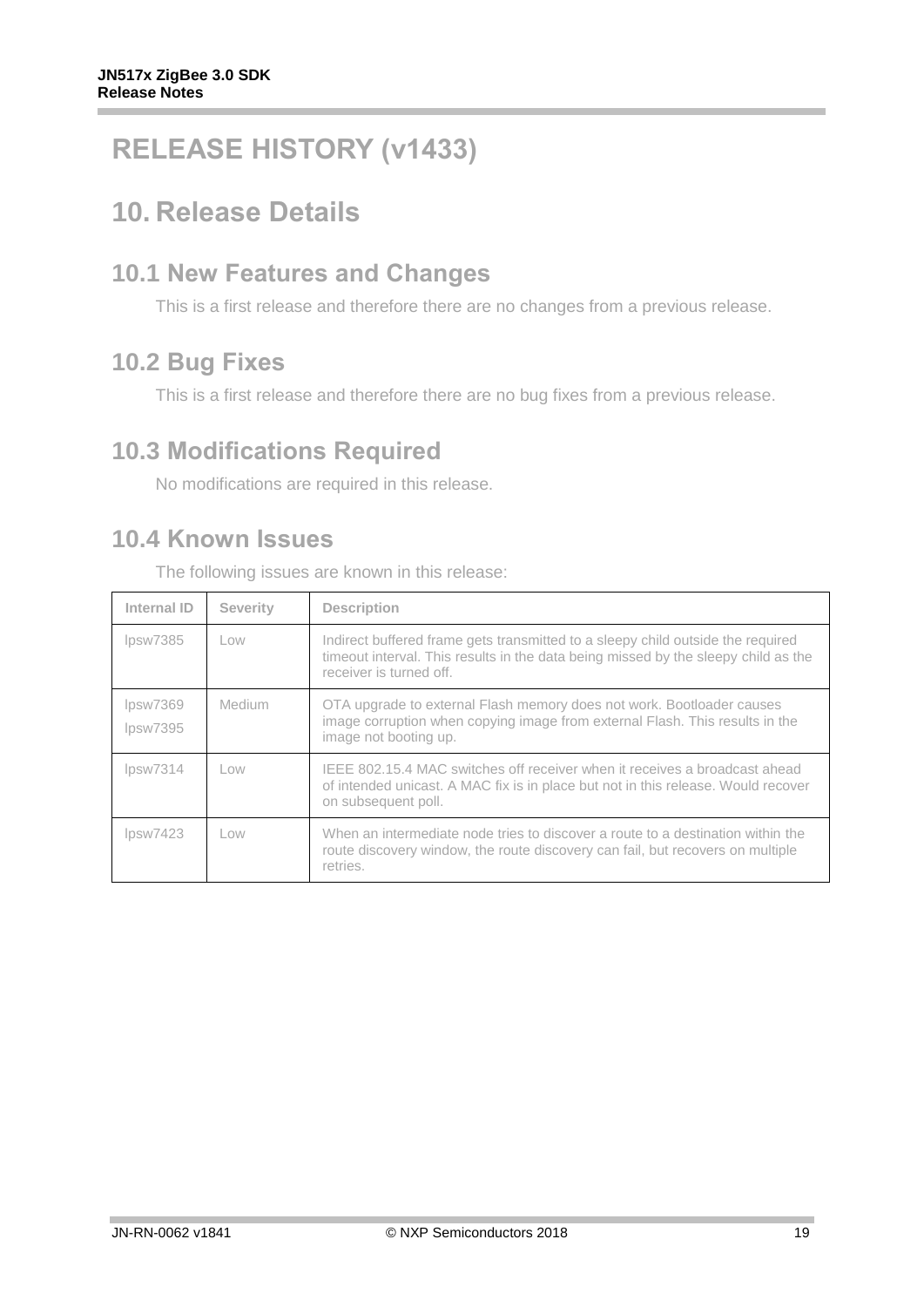# RELEASE HISTORY (v1433)

# 10. Release Details

## 10.1 New Features and Changes

This is a first release and therefore there are no changes from a previous release.

## 10.2 Bug Fixes

This is a first release and therefore there are no bug fixes from a previous release.

## 10.3 Modifications Required

No modifications are required in this release.

## 10.4 Known Issues

The following issues are known in this release:

| Internal ID | Severity | Description |
|---|---|---|
| lpsw7385 | Low | Indirect buffered frame gets transmitted to a sleepy child outside the required timeout interval. This results in the data being missed by the sleepy child as the receiver is turned off. |
| lpsw7369 lpsw7395 | Medium | OTA upgrade to external Flash memory does not work. Bootloader causes image corruption when copying image from external Flash. This results in the image not booting up. |
| lpsw7314 | Low | IEEE 802.15.4 MAC switches off receiver when it receives a broadcast ahead of intended unicast. A MAC fix is in place but not in this release. Would recover on subsequent poll. |
| lpsw7423 | Low | When an intermediate node tries to discover a route to a destination within the route discovery window, the route discovery can fail, but recovers on multiple retries. |